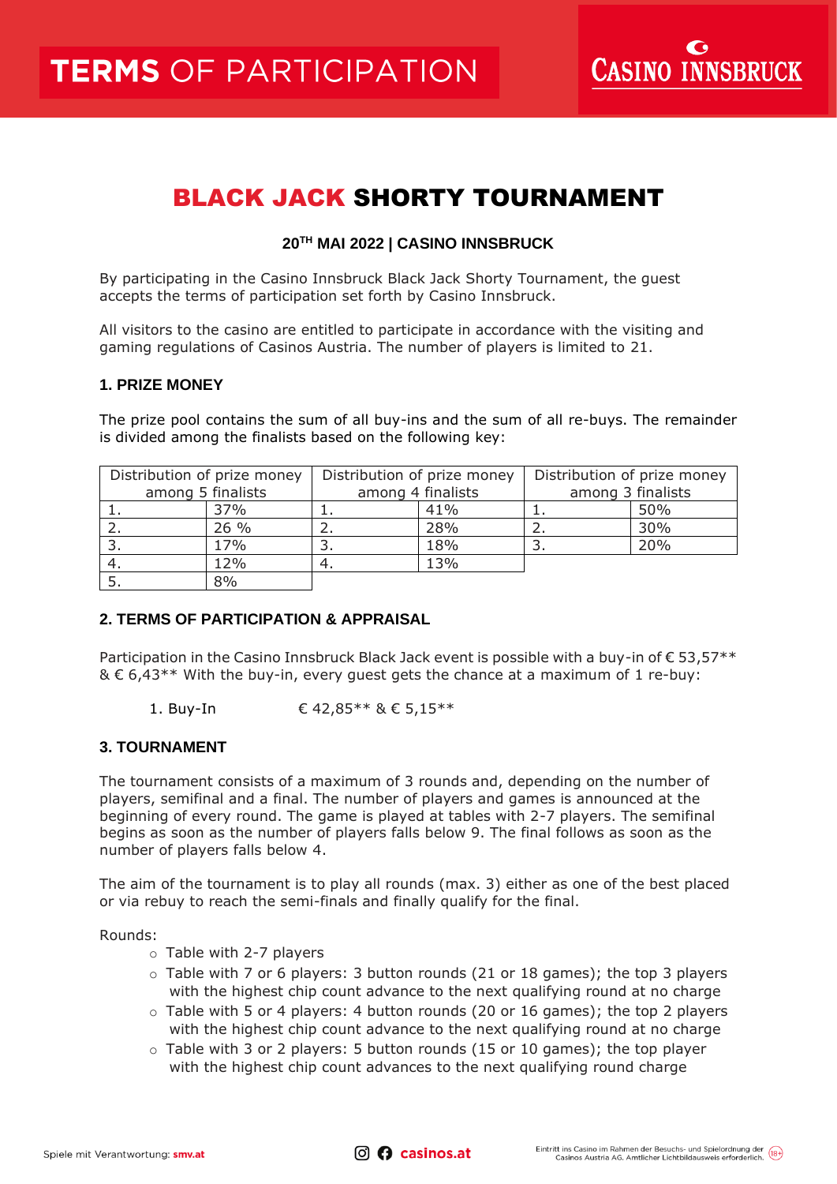# TERMS OF PARTICIPATION

CASINO INNSBRUCK

## BLACK JACK SHORTY TOURNAMENT

**$20^{TH}$ MAI 2022 | CASINO INNSBRUCK**

By participating in the Casino Innsbruck Black Jack Shorty Tournament, the guest accepts the terms of participation set forth by Casino Innsbruck.

All visitors to the casino are entitled to participate in accordance with the visiting and gaming regulations of Casinos Austria. The number of players is limited to 21.

### 1. PRIZE MONEY

The prize pool contains the sum of all buy-ins and the sum of all re-buys. The remainder is divided among the finalists based on the following key:

| Distribution of prize money among 5 finalists | | Distribution of prize money among 4 finalists | | Distribution of prize money among 3 finalists | |
|---|---|---|---|---|---|
| 1. | 37% | 1. | 41% | 1. | 50% |
| 2. | 26 % | 2. | 28% | 2. | 30% |
| 3. | 17% | 3. | 18% | 3. | 20% |
| 4. | 12% | 4. | 13% | | |
| 5. | 8% | | | | |

### 2. TERMS OF PARTICIPATION & APPRAISAL

Participation in the Casino Innsbruck Black Jack event is possible with a buy-in of € 53,57** & € 6,43** With the buy-in, every guest gets the chance at a maximum of 1 re-buy:

1. Buy-In € 42,85** & € 5,15**

### 3. TOURNAMENT

The tournament consists of a maximum of 3 rounds and, depending on the number of players, semifinal and a final. The number of players and games is announced at the beginning of every round. The game is played at tables with 2-7 players. The semifinal begins as soon as the number of players falls below 9. The final follows as soon as the number of players falls below 4.

The aim of the tournament is to play all rounds (max. 3) either as one of the best placed or via rebuy to reach the semi-finals and finally qualify for the final.

Rounds:

- Table with 2-7 players
- Table with 7 or 6 players: 3 button rounds (21 or 18 games); the top 3 players with the highest chip count advance to the next qualifying round at no charge
- Table with 5 or 4 players: 4 button rounds (20 or 16 games); the top 2 players with the highest chip count advance to the next qualifying round at no charge
- Table with 3 or 2 players: 5 button rounds (15 or 10 games); the top player with the highest chip count advances to the next qualifying round charge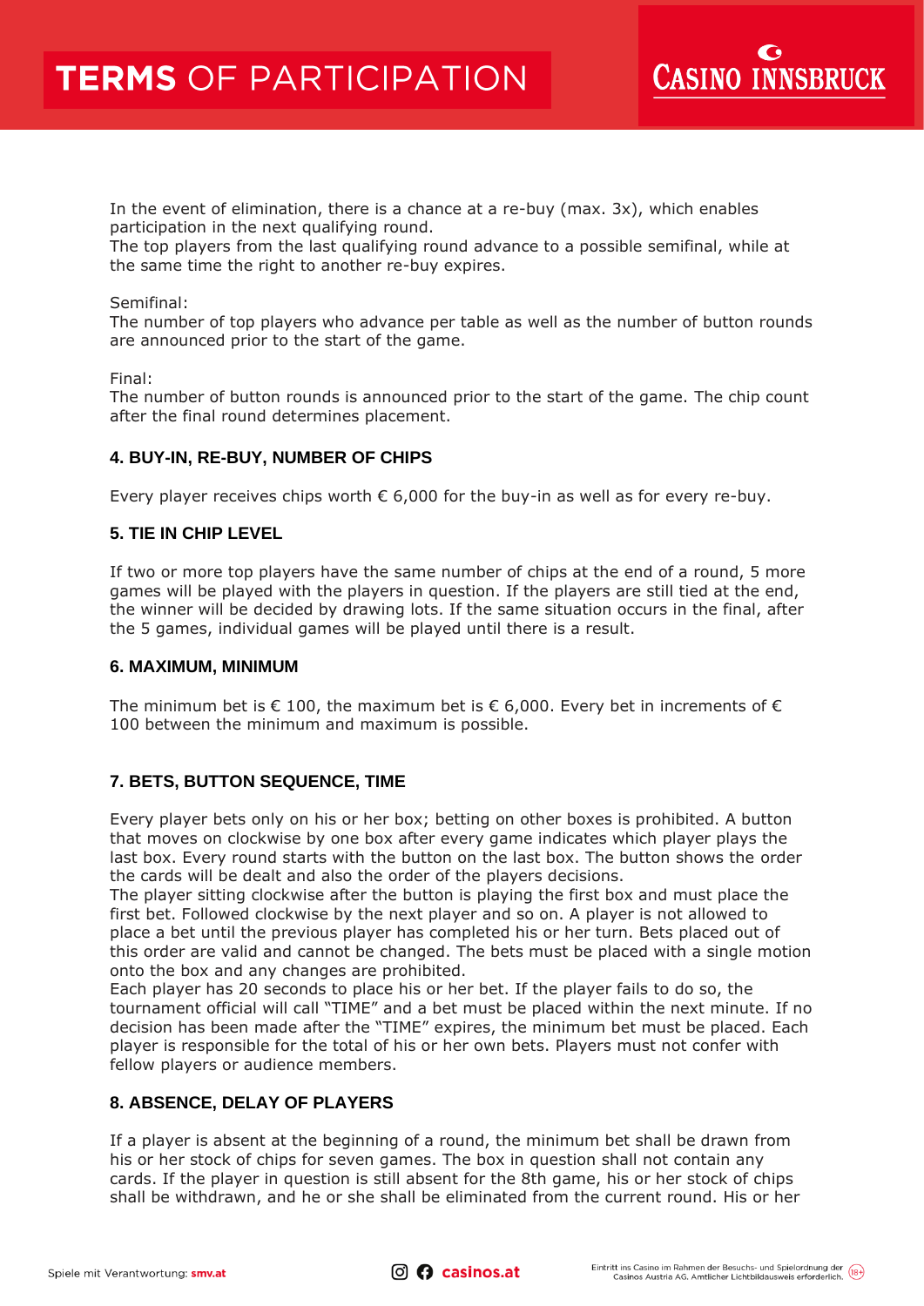In the event of elimination, there is a chance at a re-buy (max. 3x), which enables participation in the next qualifying round.
The top players from the last qualifying round advance to a possible semifinal, while at the same time the right to another re-buy expires.

Semifinal:
The number of top players who advance per table as well as the number of button rounds are announced prior to the start of the game.

Final:
The number of button rounds is announced prior to the start of the game. The chip count after the final round determines placement.

### 4. BUY-IN, RE-BUY, NUMBER OF CHIPS

Every player receives chips worth € 6,000 for the buy-in as well as for every re-buy.

### 5. TIE IN CHIP LEVEL

If two or more top players have the same number of chips at the end of a round, 5 more games will be played with the players in question. If the players are still tied at the end, the winner will be decided by drawing lots. If the same situation occurs in the final, after the 5 games, individual games will be played until there is a result.

### 6. MAXIMUM, MINIMUM

The minimum bet is € 100, the maximum bet is € 6,000. Every bet in increments of € 100 between the minimum and maximum is possible.

### 7. BETS, BUTTON SEQUENCE, TIME

Every player bets only on his or her box; betting on other boxes is prohibited. A button that moves on clockwise by one box after every game indicates which player plays the last box. Every round starts with the button on the last box. The button shows the order the cards will be dealt and also the order of the players decisions.
The player sitting clockwise after the button is playing the first box and must place the first bet. Followed clockwise by the next player and so on. A player is not allowed to place a bet until the previous player has completed his or her turn. Bets placed out of this order are valid and cannot be changed. The bets must be placed with a single motion onto the box and any changes are prohibited.
Each player has 20 seconds to place his or her bet. If the player fails to do so, the tournament official will call "TIME" and a bet must be placed within the next minute. If no decision has been made after the "TIME" expires, the minimum bet must be placed. Each player is responsible for the total of his or her own bets. Players must not confer with fellow players or audience members.

### 8. ABSENCE, DELAY OF PLAYERS

If a player is absent at the beginning of a round, the minimum bet shall be drawn from his or her stock of chips for seven games. The box in question shall not contain any cards. If the player in question is still absent for the 8th game, his or her stock of chips shall be withdrawn, and he or she shall be eliminated from the current round. His or her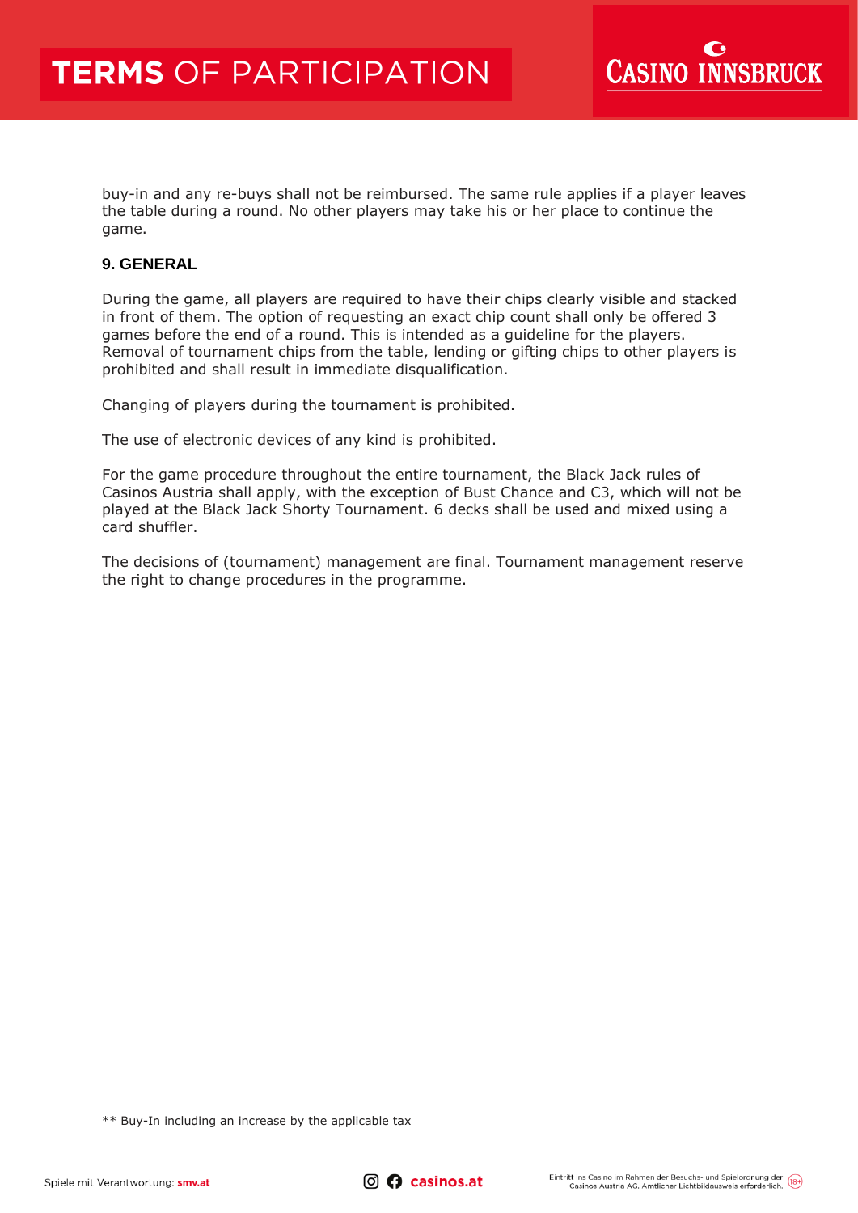buy-in and any re-buys shall not be reimbursed. The same rule applies if a player leaves the table during a round. No other players may take his or her place to continue the game.

**9. GENERAL**

During the game, all players are required to have their chips clearly visible and stacked in front of them. The option of requesting an exact chip count shall only be offered 3 games before the end of a round. This is intended as a guideline for the players. Removal of tournament chips from the table, lending or gifting chips to other players is prohibited and shall result in immediate disqualification.

Changing of players during the tournament is prohibited.

The use of electronic devices of any kind is prohibited.

For the game procedure throughout the entire tournament, the Black Jack rules of Casinos Austria shall apply, with the exception of Bust Chance and C3, which will not be played at the Black Jack Shorty Tournament. 6 decks shall be used and mixed using a card shuffler.

The decisions of (tournament) management are final. Tournament management reserve the right to change procedures in the programme.

** Buy-In including an increase by the applicable tax